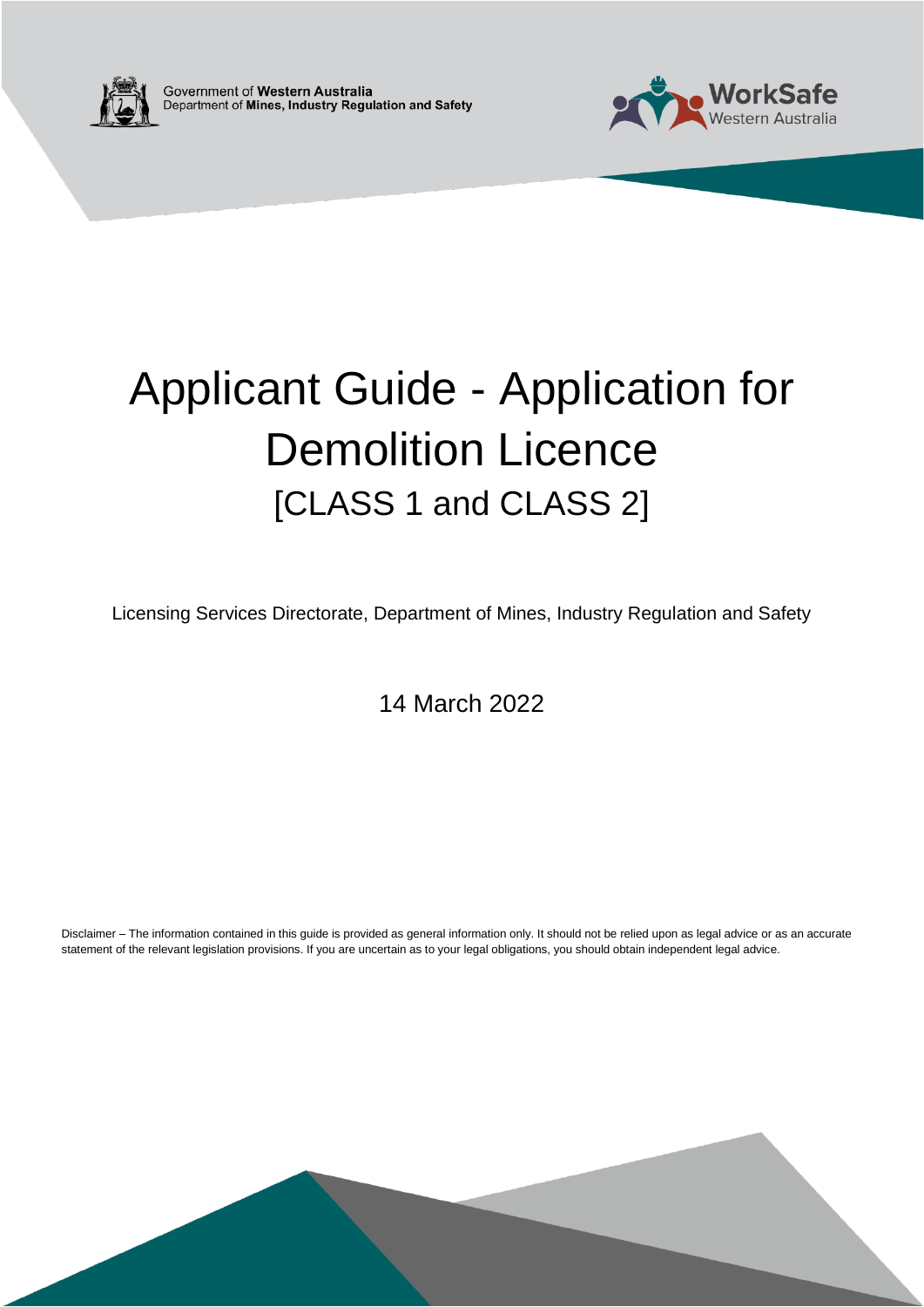Government of **Western Australia**
Department of **Mines, Industry Regulation and Safety**

WorkSafe Western Australia

# Applicant Guide - Application for Demolition Licence

## [CLASS 1 and CLASS 2]

Licensing Services Directorate, Department of Mines, Industry Regulation and Safety

14 March 2022

Disclaimer – The information contained in this guide is provided as general information only. It should not be relied upon as legal advice or as an accurate statement of the relevant legislation provisions. If you are uncertain as to your legal obligations, you should obtain independent legal advice.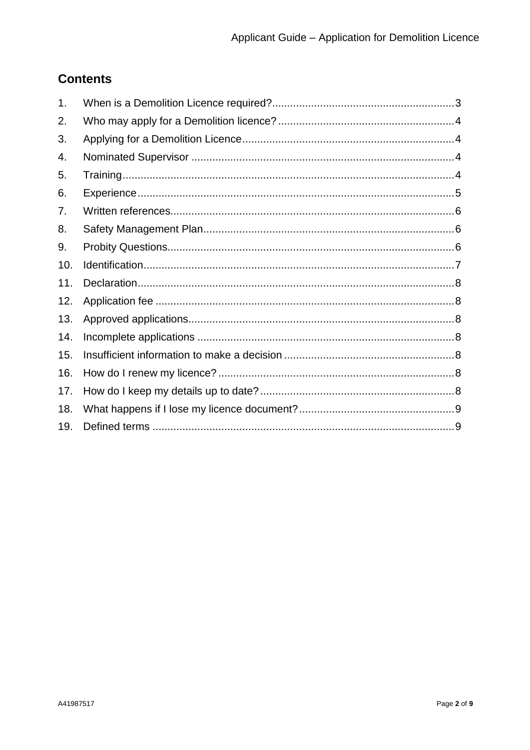## Contents

1. When is a Demolition Licence required? ........ 3
2. Who may apply for a Demolition licence? ........ 4
3. Applying for a Demolition Licence ........ 4
4. Nominated Supervisor ........ 4
5. Training ........ 4
6. Experience ........ 5
7. Written references ........ 6
8. Safety Management Plan ........ 6
9. Probity Questions ........ 6
10. Identification ........ 7
11. Declaration ........ 8
12. Application fee ........ 8
13. Approved applications ........ 8
14. Incomplete applications ........ 8
15. Insufficient information to make a decision ........ 8
16. How do I renew my licence? ........ 8
17. How do I keep my details up to date? ........ 8
18. What happens if I lose my licence document? ........ 9
19. Defined terms ........ 9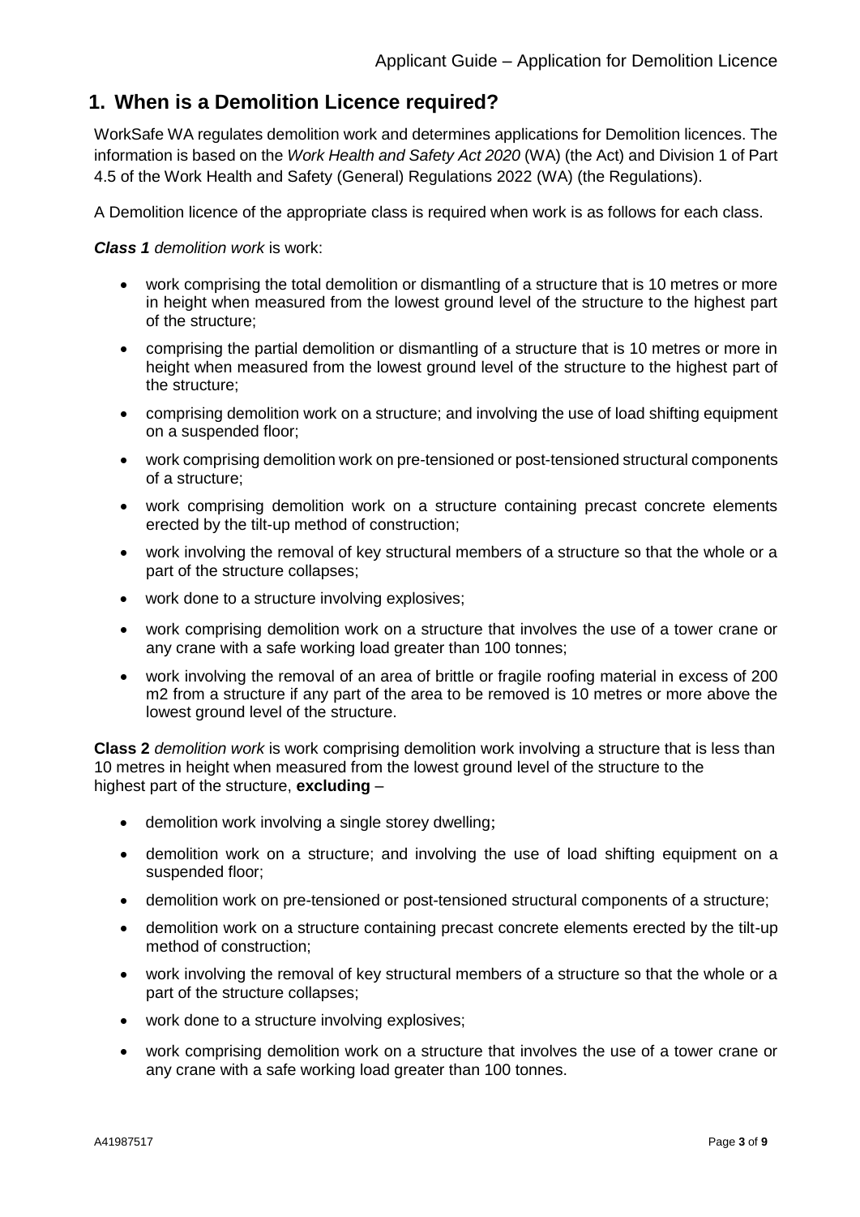## 1. When is a Demolition Licence required?

WorkSafe WA regulates demolition work and determines applications for Demolition licences. The information is based on the *Work Health and Safety Act 2020* (WA) (the Act) and Division 1 of Part 4.5 of the Work Health and Safety (General) Regulations 2022 (WA) (the Regulations).

A Demolition licence of the appropriate class is required when work is as follows for each class.

***Class 1*** *demolition work* is work:

- work comprising the total demolition or dismantling of a structure that is 10 metres or more in height when measured from the lowest ground level of the structure to the highest part of the structure;
- comprising the partial demolition or dismantling of a structure that is 10 metres or more in height when measured from the lowest ground level of the structure to the highest part of the structure;
- comprising demolition work on a structure; and involving the use of load shifting equipment on a suspended floor;
- work comprising demolition work on pre-tensioned or post-tensioned structural components of a structure;
- work comprising demolition work on a structure containing precast concrete elements erected by the tilt-up method of construction;
- work involving the removal of key structural members of a structure so that the whole or a part of the structure collapses;
- work done to a structure involving explosives;
- work comprising demolition work on a structure that involves the use of a tower crane or any crane with a safe working load greater than 100 tonnes;
- work involving the removal of an area of brittle or fragile roofing material in excess of 200 m2 from a structure if any part of the area to be removed is 10 metres or more above the lowest ground level of the structure.

**Class 2** *demolition work* is work comprising demolition work involving a structure that is less than 10 metres in height when measured from the lowest ground level of the structure to the highest part of the structure, **excluding** –

- demolition work involving a single storey dwelling;
- demolition work on a structure; and involving the use of load shifting equipment on a suspended floor;
- demolition work on pre-tensioned or post-tensioned structural components of a structure;
- demolition work on a structure containing precast concrete elements erected by the tilt-up method of construction;
- work involving the removal of key structural members of a structure so that the whole or a part of the structure collapses;
- work done to a structure involving explosives;
- work comprising demolition work on a structure that involves the use of a tower crane or any crane with a safe working load greater than 100 tonnes.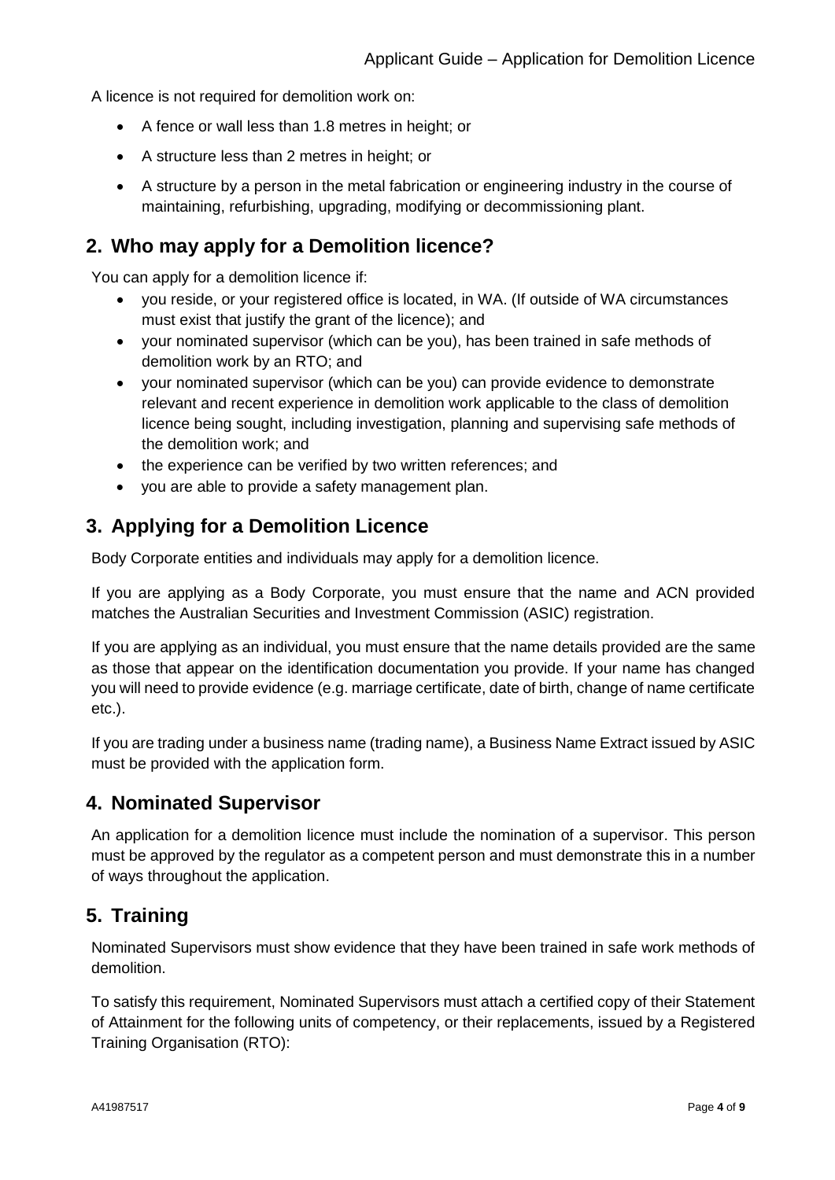A licence is not required for demolition work on:

- A fence or wall less than 1.8 metres in height; or
- A structure less than 2 metres in height; or
- A structure by a person in the metal fabrication or engineering industry in the course of maintaining, refurbishing, upgrading, modifying or decommissioning plant.

## 2. Who may apply for a Demolition licence?

You can apply for a demolition licence if:

- you reside, or your registered office is located, in WA. (If outside of WA circumstances must exist that justify the grant of the licence); and
- your nominated supervisor (which can be you), has been trained in safe methods of demolition work by an RTO; and
- your nominated supervisor (which can be you) can provide evidence to demonstrate relevant and recent experience in demolition work applicable to the class of demolition licence being sought, including investigation, planning and supervising safe methods of the demolition work; and
- the experience can be verified by two written references; and
- you are able to provide a safety management plan.

## 3. Applying for a Demolition Licence

Body Corporate entities and individuals may apply for a demolition licence.

If you are applying as a Body Corporate, you must ensure that the name and ACN provided matches the Australian Securities and Investment Commission (ASIC) registration.

If you are applying as an individual, you must ensure that the name details provided are the same as those that appear on the identification documentation you provide. If your name has changed you will need to provide evidence (e.g. marriage certificate, date of birth, change of name certificate etc.).

If you are trading under a business name (trading name), a Business Name Extract issued by ASIC must be provided with the application form.

## 4. Nominated Supervisor

An application for a demolition licence must include the nomination of a supervisor. This person must be approved by the regulator as a competent person and must demonstrate this in a number of ways throughout the application.

## 5. Training

Nominated Supervisors must show evidence that they have been trained in safe work methods of demolition.

To satisfy this requirement, Nominated Supervisors must attach a certified copy of their Statement of Attainment for the following units of competency, or their replacements, issued by a Registered Training Organisation (RTO):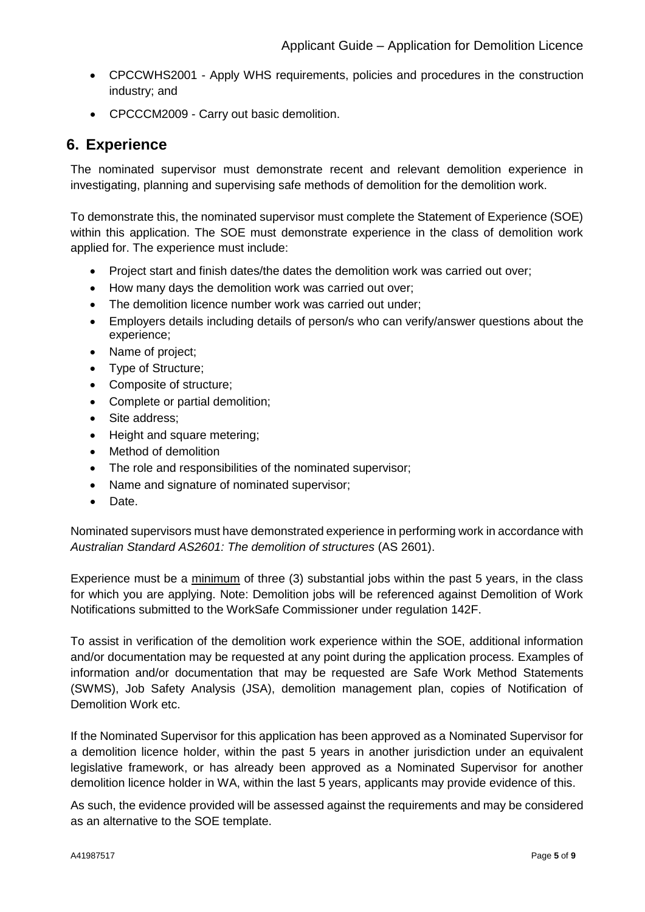- CPCCWHS2001 - Apply WHS requirements, policies and procedures in the construction industry; and
- CPCCCM2009 - Carry out basic demolition.

## 6. Experience

The nominated supervisor must demonstrate recent and relevant demolition experience in investigating, planning and supervising safe methods of demolition for the demolition work.

To demonstrate this, the nominated supervisor must complete the Statement of Experience (SOE) within this application. The SOE must demonstrate experience in the class of demolition work applied for. The experience must include:

- Project start and finish dates/the dates the demolition work was carried out over;
- How many days the demolition work was carried out over;
- The demolition licence number work was carried out under;
- Employers details including details of person/s who can verify/answer questions about the experience;
- Name of project;
- Type of Structure;
- Composite of structure;
- Complete or partial demolition;
- Site address;
- Height and square metering;
- Method of demolition
- The role and responsibilities of the nominated supervisor;
- Name and signature of nominated supervisor;
- Date.

Nominated supervisors must have demonstrated experience in performing work in accordance with *Australian Standard AS2601: The demolition of structures* (AS 2601).

Experience must be a <u>minimum</u> of three (3) substantial jobs within the past 5 years, in the class for which you are applying. Note: Demolition jobs will be referenced against Demolition of Work Notifications submitted to the WorkSafe Commissioner under regulation 142F.

To assist in verification of the demolition work experience within the SOE, additional information and/or documentation may be requested at any point during the application process. Examples of information and/or documentation that may be requested are Safe Work Method Statements (SWMS), Job Safety Analysis (JSA), demolition management plan, copies of Notification of Demolition Work etc.

If the Nominated Supervisor for this application has been approved as a Nominated Supervisor for a demolition licence holder, within the past 5 years in another jurisdiction under an equivalent legislative framework, or has already been approved as a Nominated Supervisor for another demolition licence holder in WA, within the last 5 years, applicants may provide evidence of this.

As such, the evidence provided will be assessed against the requirements and may be considered as an alternative to the SOE template.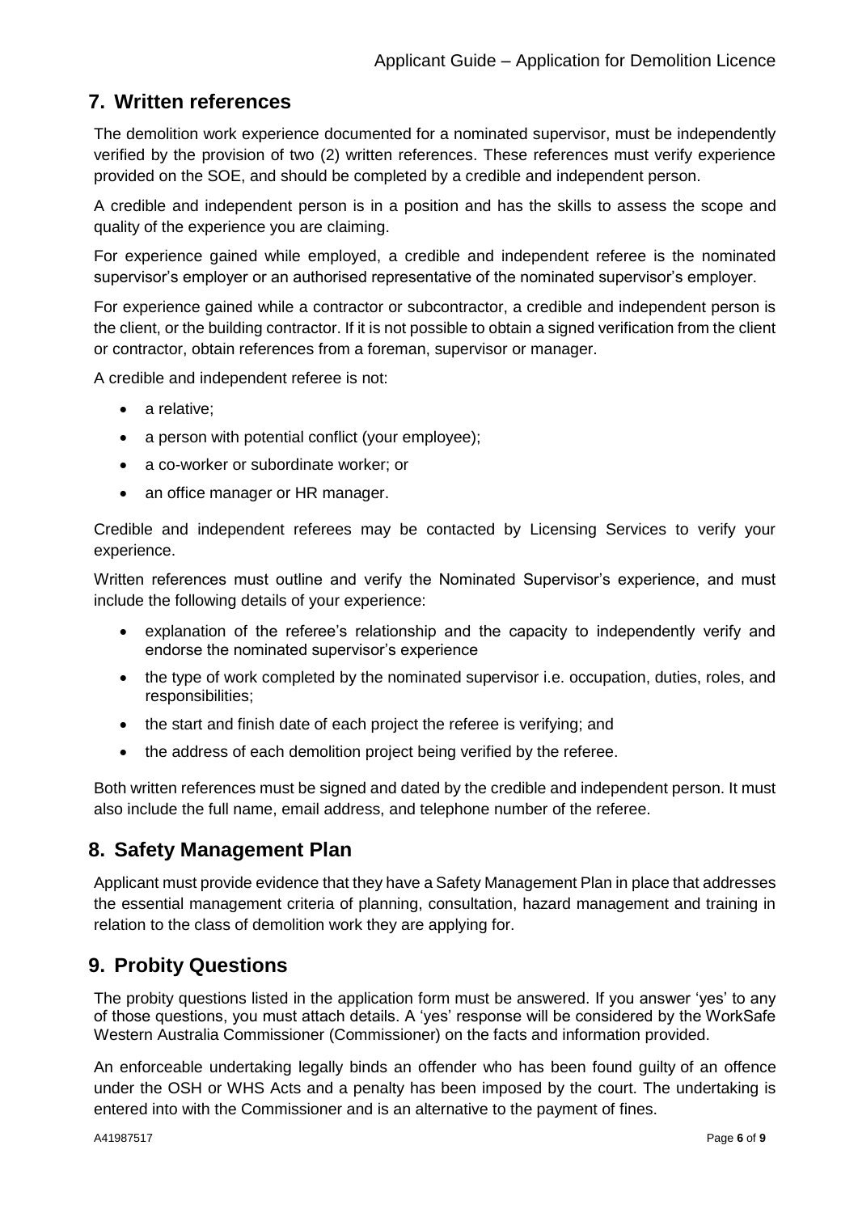## 7. Written references

The demolition work experience documented for a nominated supervisor, must be independently verified by the provision of two (2) written references. These references must verify experience provided on the SOE, and should be completed by a credible and independent person.

A credible and independent person is in a position and has the skills to assess the scope and quality of the experience you are claiming.

For experience gained while employed, a credible and independent referee is the nominated supervisor's employer or an authorised representative of the nominated supervisor's employer.

For experience gained while a contractor or subcontractor, a credible and independent person is the client, or the building contractor. If it is not possible to obtain a signed verification from the client or contractor, obtain references from a foreman, supervisor or manager.

A credible and independent referee is not:

- a relative;
- a person with potential conflict (your employee);
- a co-worker or subordinate worker; or
- an office manager or HR manager.

Credible and independent referees may be contacted by Licensing Services to verify your experience.

Written references must outline and verify the Nominated Supervisor's experience, and must include the following details of your experience:

- explanation of the referee's relationship and the capacity to independently verify and endorse the nominated supervisor's experience
- the type of work completed by the nominated supervisor i.e. occupation, duties, roles, and responsibilities;
- the start and finish date of each project the referee is verifying; and
- the address of each demolition project being verified by the referee.

Both written references must be signed and dated by the credible and independent person. It must also include the full name, email address, and telephone number of the referee.

## 8. Safety Management Plan

Applicant must provide evidence that they have a Safety Management Plan in place that addresses the essential management criteria of planning, consultation, hazard management and training in relation to the class of demolition work they are applying for.

## 9. Probity Questions

The probity questions listed in the application form must be answered. If you answer 'yes' to any of those questions, you must attach details. A 'yes' response will be considered by the WorkSafe Western Australia Commissioner (Commissioner) on the facts and information provided.

An enforceable undertaking legally binds an offender who has been found guilty of an offence under the OSH or WHS Acts and a penalty has been imposed by the court. The undertaking is entered into with the Commissioner and is an alternative to the payment of fines.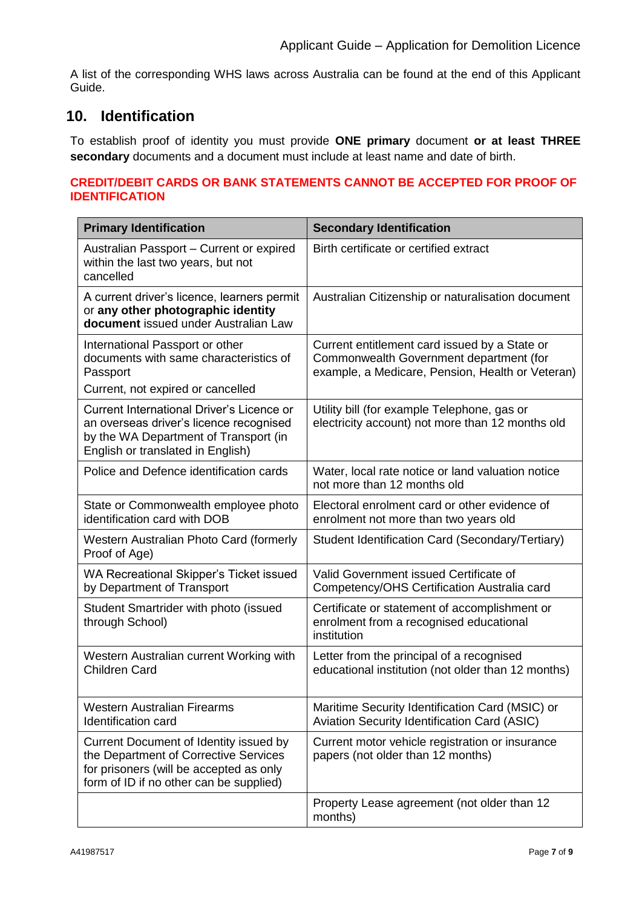A list of the corresponding WHS laws across Australia can be found at the end of this Applicant Guide.

## 10. Identification

To establish proof of identity you must provide **ONE primary** document **or at least THREE secondary** documents and a document must include at least name and date of birth.

**CREDIT/DEBIT CARDS OR BANK STATEMENTS CANNOT BE ACCEPTED FOR PROOF OF IDENTIFICATION**

| Primary Identification | Secondary Identification |
|---|---|
| Australian Passport – Current or expired within the last two years, but not cancelled | Birth certificate or certified extract |
| A current driver's licence, learners permit or **any other photographic identity document** issued under Australian Law | Australian Citizenship or naturalisation document |
| International Passport or other documents with same characteristics of Passport<br>Current, not expired or cancelled | Current entitlement card issued by a State or Commonwealth Government department (for example, a Medicare, Pension, Health or Veteran) |
| Current International Driver's Licence or an overseas driver's licence recognised by the WA Department of Transport (in English or translated in English) | Utility bill (for example Telephone, gas or electricity account) not more than 12 months old |
| Police and Defence identification cards | Water, local rate notice or land valuation notice not more than 12 months old |
| State or Commonwealth employee photo identification card with DOB | Electoral enrolment card or other evidence of enrolment not more than two years old |
| Western Australian Photo Card (formerly Proof of Age) | Student Identification Card (Secondary/Tertiary) |
| WA Recreational Skipper's Ticket issued by Department of Transport | Valid Government issued Certificate of Competency/OHS Certification Australia card |
| Student Smartrider with photo (issued through School) | Certificate or statement of accomplishment or enrolment from a recognised educational institution |
| Western Australian current Working with Children Card | Letter from the principal of a recognised educational institution (not older than 12 months) |
| Western Australian Firearms Identification card | Maritime Security Identification Card (MSIC) or Aviation Security Identification Card (ASIC) |
| Current Document of Identity issued by the Department of Corrective Services for prisoners (will be accepted as only form of ID if no other can be supplied) | Current motor vehicle registration or insurance papers (not older than 12 months) |
| | Property Lease agreement (not older than 12 months) |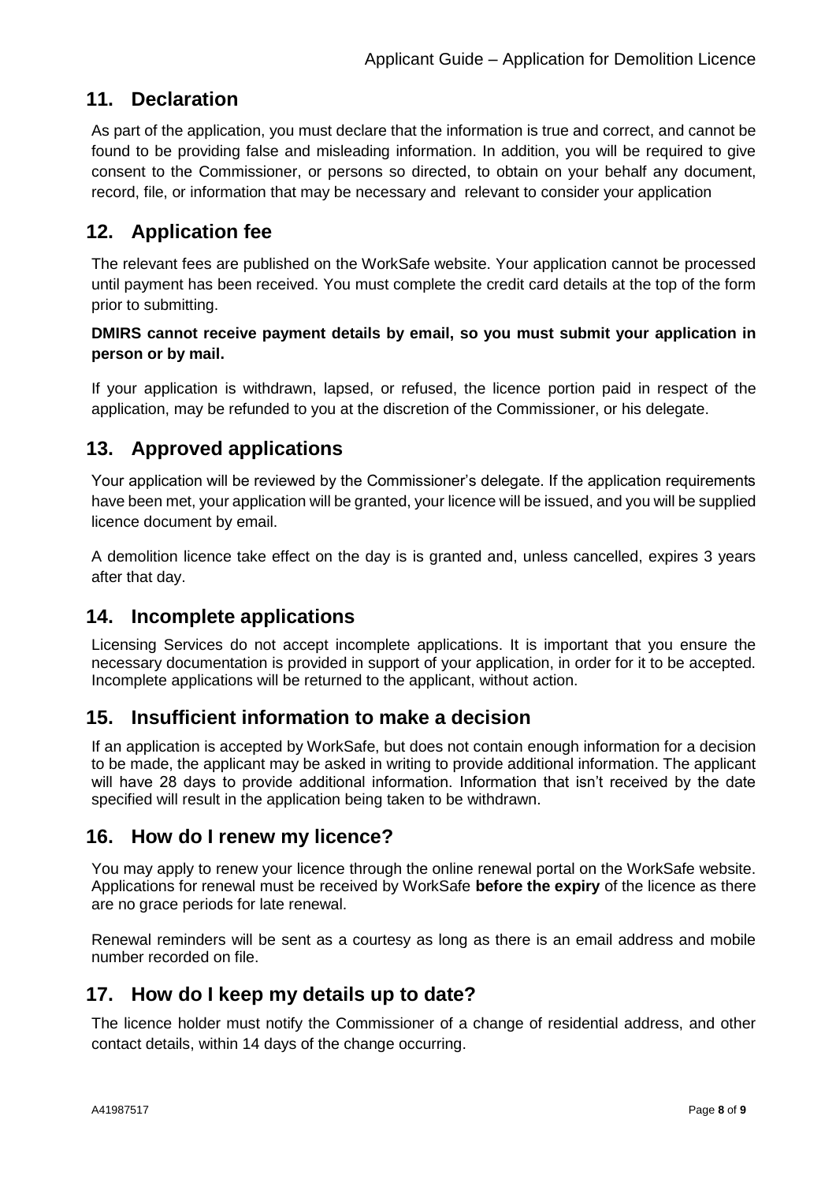## 11. Declaration

As part of the application, you must declare that the information is true and correct, and cannot be found to be providing false and misleading information. In addition, you will be required to give consent to the Commissioner, or persons so directed, to obtain on your behalf any document, record, file, or information that may be necessary and relevant to consider your application

## 12. Application fee

The relevant fees are published on the WorkSafe website. Your application cannot be processed until payment has been received. You must complete the credit card details at the top of the form prior to submitting.

**DMIRS cannot receive payment details by email, so you must submit your application in person or by mail.**

If your application is withdrawn, lapsed, or refused, the licence portion paid in respect of the application, may be refunded to you at the discretion of the Commissioner, or his delegate.

## 13. Approved applications

Your application will be reviewed by the Commissioner's delegate. If the application requirements have been met, your application will be granted, your licence will be issued, and you will be supplied licence document by email.

A demolition licence take effect on the day is is granted and, unless cancelled, expires 3 years after that day.

## 14. Incomplete applications

Licensing Services do not accept incomplete applications. It is important that you ensure the necessary documentation is provided in support of your application, in order for it to be accepted. Incomplete applications will be returned to the applicant, without action.

## 15. Insufficient information to make a decision

If an application is accepted by WorkSafe, but does not contain enough information for a decision to be made, the applicant may be asked in writing to provide additional information. The applicant will have 28 days to provide additional information. Information that isn't received by the date specified will result in the application being taken to be withdrawn.

## 16. How do I renew my licence?

You may apply to renew your licence through the online renewal portal on the WorkSafe website. Applications for renewal must be received by WorkSafe **before the expiry** of the licence as there are no grace periods for late renewal.

Renewal reminders will be sent as a courtesy as long as there is an email address and mobile number recorded on file.

## 17. How do I keep my details up to date?

The licence holder must notify the Commissioner of a change of residential address, and other contact details, within 14 days of the change occurring.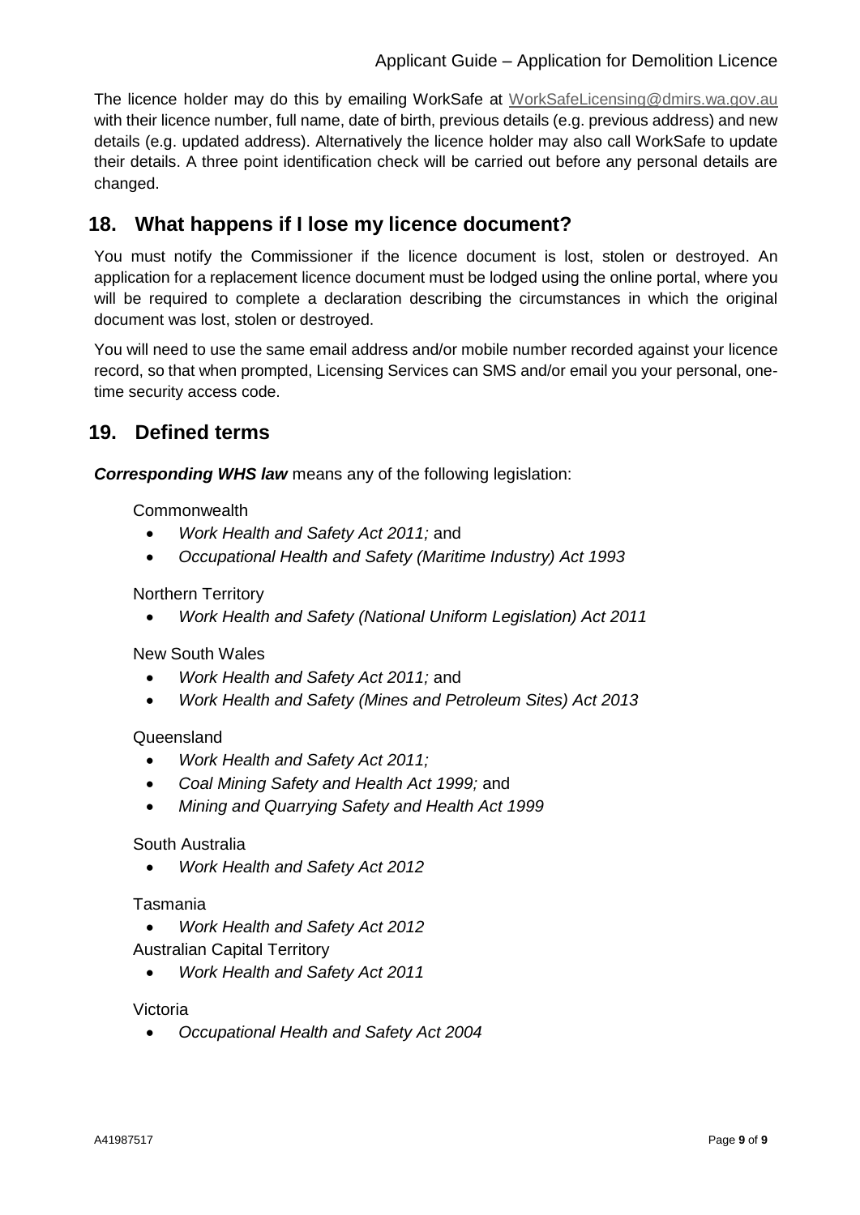The licence holder may do this by emailing WorkSafe at WorkSafeLicensing@dmirs.wa.gov.au with their licence number, full name, date of birth, previous details (e.g. previous address) and new details (e.g. updated address). Alternatively the licence holder may also call WorkSafe to update their details. A three point identification check will be carried out before any personal details are changed.

## 18. What happens if I lose my licence document?

You must notify the Commissioner if the licence document is lost, stolen or destroyed. An application for a replacement licence document must be lodged using the online portal, where you will be required to complete a declaration describing the circumstances in which the original document was lost, stolen or destroyed.

You will need to use the same email address and/or mobile number recorded against your licence record, so that when prompted, Licensing Services can SMS and/or email you your personal, one-time security access code.

## 19. Defined terms

***Corresponding WHS law*** means any of the following legislation:

Commonwealth

- *Work Health and Safety Act 2011;* and
- *Occupational Health and Safety (Maritime Industry) Act 1993*

Northern Territory

- *Work Health and Safety (National Uniform Legislation) Act 2011*

New South Wales

- *Work Health and Safety Act 2011;* and
- *Work Health and Safety (Mines and Petroleum Sites) Act 2013*

Queensland

- *Work Health and Safety Act 2011;*
- *Coal Mining Safety and Health Act 1999;* and
- *Mining and Quarrying Safety and Health Act 1999*

South Australia

- *Work Health and Safety Act 2012*

Tasmania

- *Work Health and Safety Act 2012*

Australian Capital Territory

- *Work Health and Safety Act 2011*

Victoria

- *Occupational Health and Safety Act 2004*